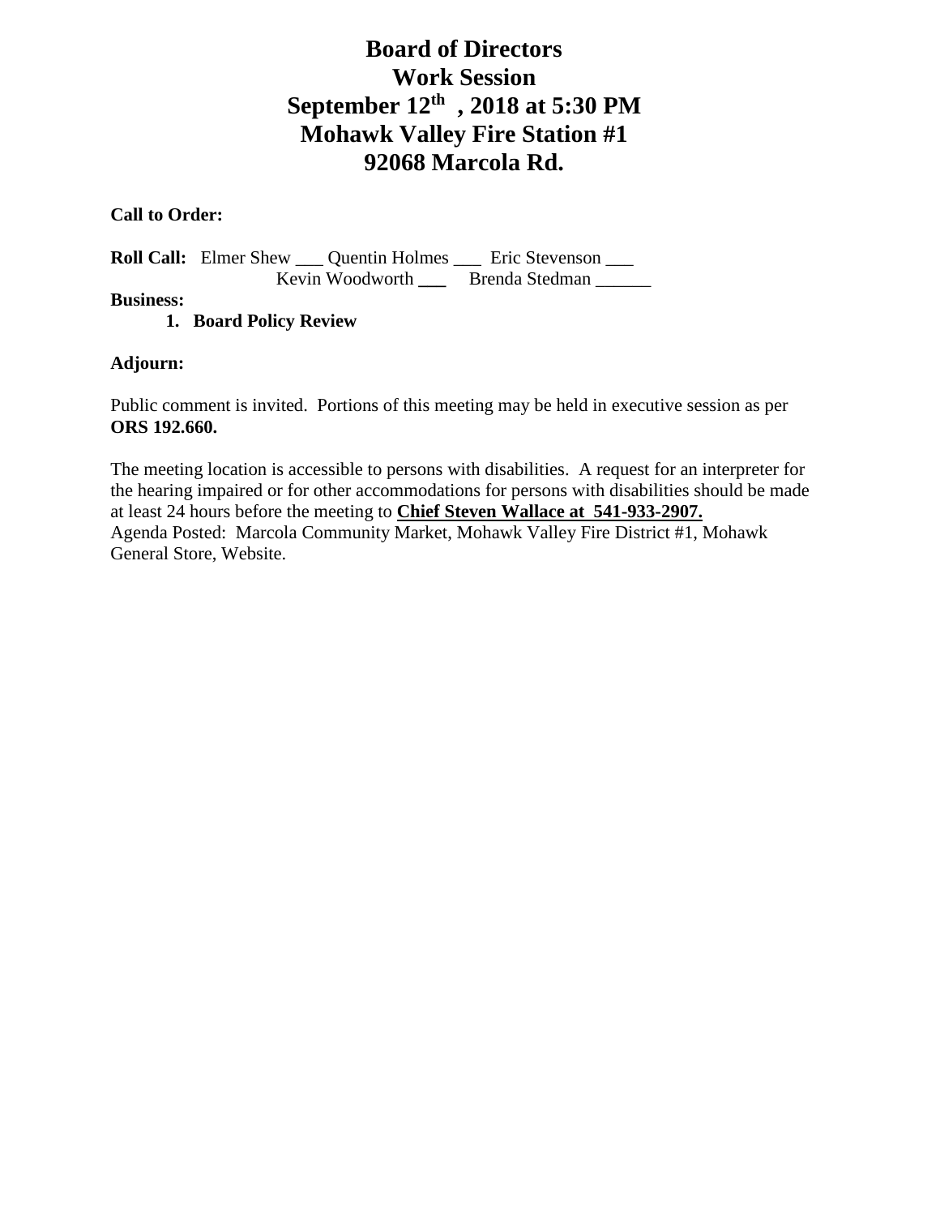# Board of Directors
# Work Session
# September 12th , 2018 at 5:30 PM
# Mohawk Valley Fire Station #1
# 92068 Marcola Rd.

**Call to Order:**

**Roll Call:** Elmer Shew ___ Quentin Holmes ___ Eric Stevenson ___
Kevin Woodworth ___ Brenda Stedman ______

**Business:**

1. **Board Policy Review**

**Adjourn:**

Public comment is invited. Portions of this meeting may be held in executive session as per **ORS 192.660.**

The meeting location is accessible to persons with disabilities. A request for an interpreter for the hearing impaired or for other accommodations for persons with disabilities should be made at least 24 hours before the meeting to **Chief Steven Wallace at 541-933-2907.**
Agenda Posted: Marcola Community Market, Mohawk Valley Fire District #1, Mohawk General Store, Website.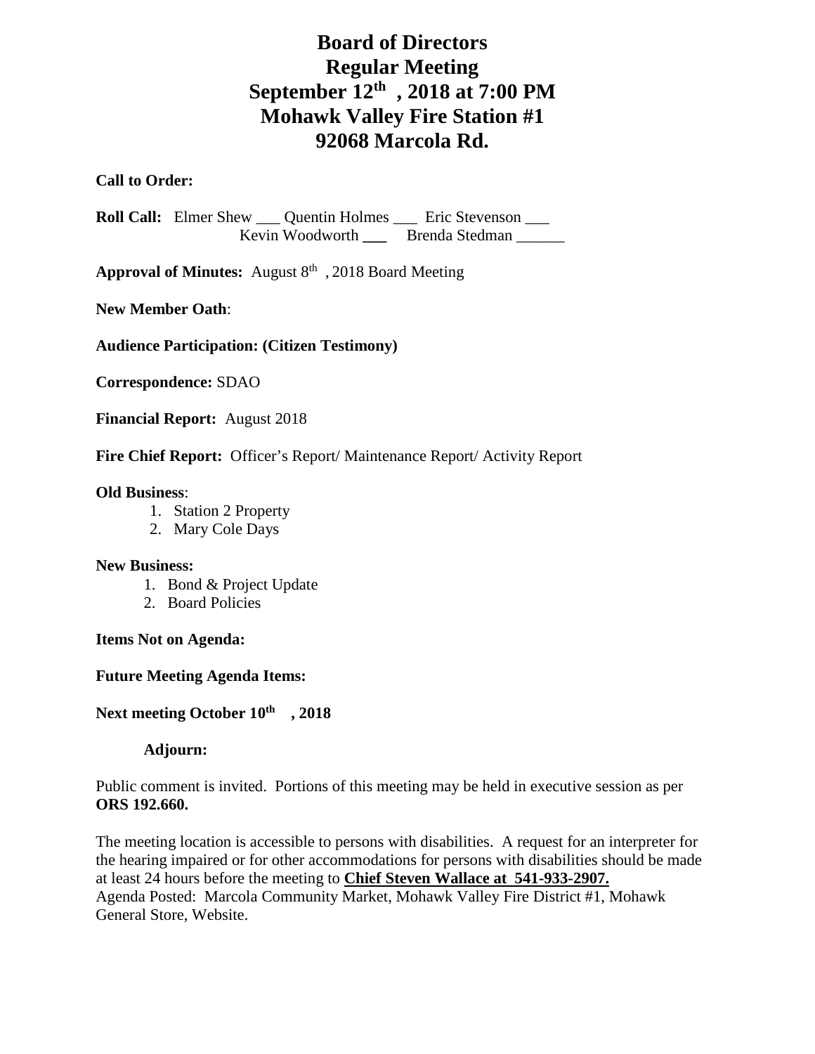# Board of Directors
# Regular Meeting
# September 12th , 2018 at 7:00 PM
# Mohawk Valley Fire Station #1
# 92068 Marcola Rd.

**Call to Order:**

**Roll Call:** Elmer Shew ___ Quentin Holmes ___ Eric Stevenson ___
Kevin Woodworth ___ Brenda Stedman ______

**Approval of Minutes:** August 8th , 2018 Board Meeting

**New Member Oath**:

**Audience Participation: (Citizen Testimony)**

**Correspondence:** SDAO

**Financial Report:** August 2018

**Fire Chief Report:** Officer's Report/ Maintenance Report/ Activity Report

**Old Business**:

1. Station 2 Property
2. Mary Cole Days

**New Business:**

1. Bond & Project Update
2. Board Policies

**Items Not on Agenda:**

**Future Meeting Agenda Items:**

**Next meeting October 10th , 2018**

**Adjourn:**

Public comment is invited. Portions of this meeting may be held in executive session as per **ORS 192.660.**

The meeting location is accessible to persons with disabilities. A request for an interpreter for the hearing impaired or for other accommodations for persons with disabilities should be made at least 24 hours before the meeting to **Chief Steven Wallace at 541-933-2907.**
Agenda Posted: Marcola Community Market, Mohawk Valley Fire District #1, Mohawk General Store, Website.